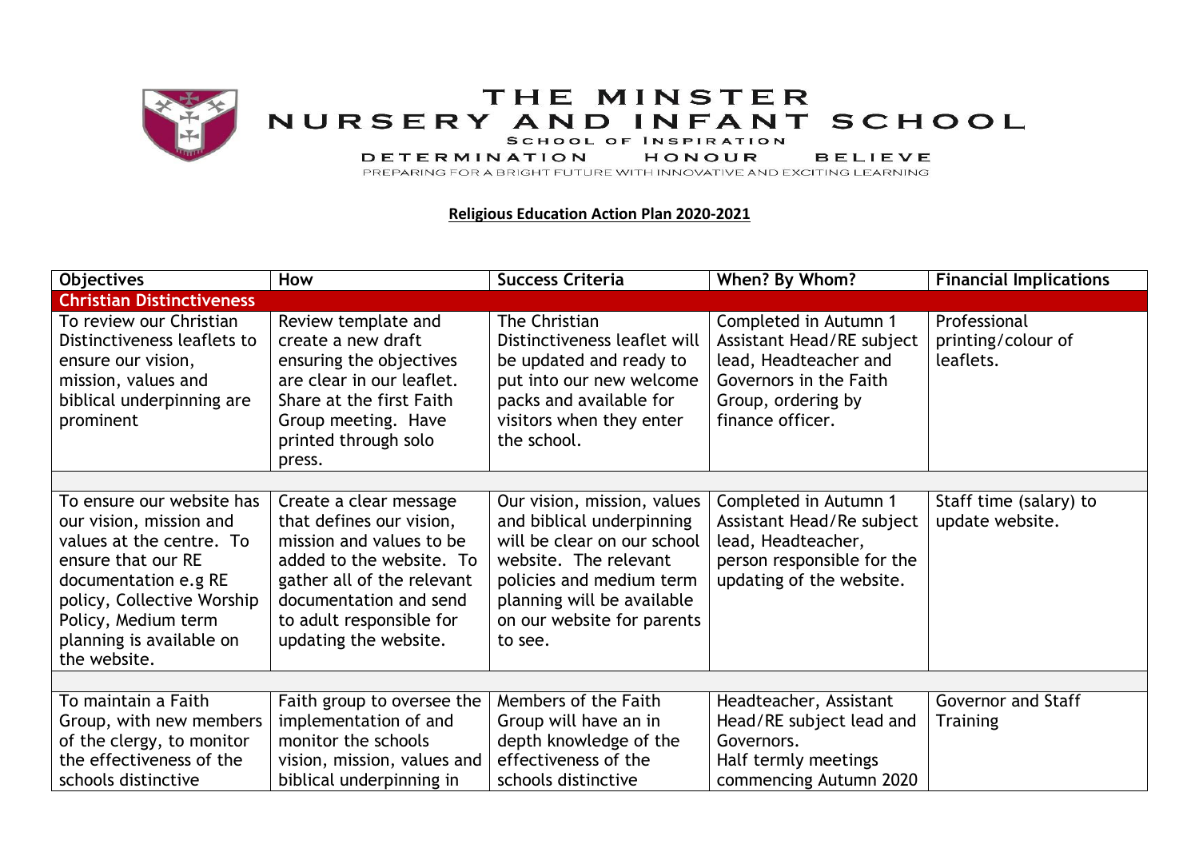# THE MINSTER NURSERY AND INFANT SCHOOL

SCHOOL OF INSPIRATION

DETERMINATION HONOUR BELIEVE

PREPARING FOR A BRIGHT FUTURE WITH INNOVATIVE AND EXCITING LEARNING

**Religious Education Action Plan 2020-2021**

| Objectives | How | Success Criteria | When? By Whom? | Financial Implications |
|---|---|---|---|---|
| **Christian Distinctiveness** | | | | |
| To review our Christian Distinctiveness leaflets to ensure our vision, mission, values and biblical underpinning are prominent | Review template and create a new draft ensuring the objectives are clear in our leaflet. Share at the first Faith Group meeting. Have printed through solo press. | The Christian Distinctiveness leaflet will be updated and ready to put into our new welcome packs and available for visitors when they enter the school. | Completed in Autumn 1 Assistant Head/RE subject lead, Headteacher and Governors in the Faith Group, ordering by finance officer. | Professional printing/colour of leaflets. |
| | | | | |
| To ensure our website has our vision, mission and values at the centre. To ensure that our RE documentation e.g RE policy, Collective Worship Policy, Medium term planning is available on the website. | Create a clear message that defines our vision, mission and values to be added to the website. To gather all of the relevant documentation and send to adult responsible for updating the website. | Our vision, mission, values and biblical underpinning will be clear on our school website. The relevant policies and medium term planning will be available on our website for parents to see. | Completed in Autumn 1 Assistant Head/Re subject lead, Headteacher, person responsible for the updating of the website. | Staff time (salary) to update website. |
| | | | | |
| To maintain a Faith Group, with new members of the clergy, to monitor the effectiveness of the schools distinctive | Faith group to oversee the implementation of and monitor the schools vision, mission, values and biblical underpinning in | Members of the Faith Group will have an in depth knowledge of the effectiveness of the schools distinctive | Headteacher, Assistant Head/RE subject lead and Governors.<br>Half termly meetings commencing Autumn 2020 | Governor and Staff Training |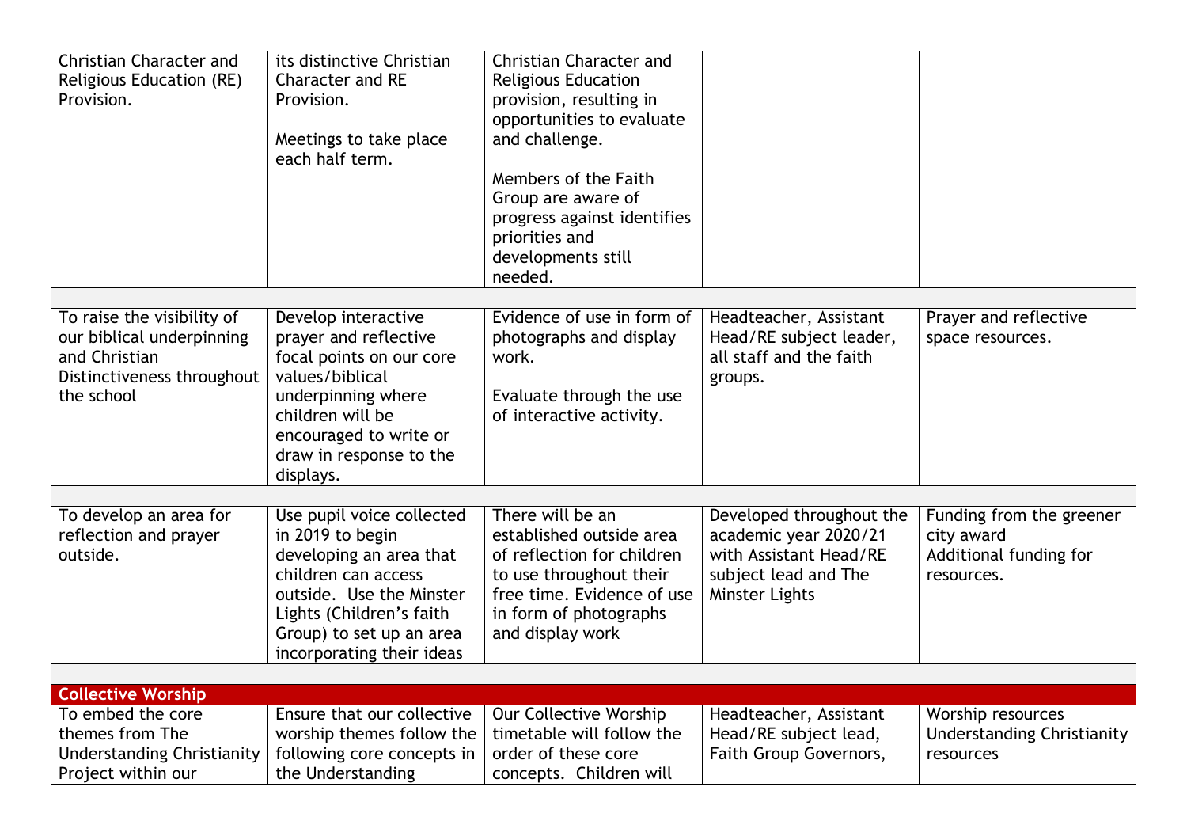| | | | | |
|---|---|---|---|---|
| Christian Character and Religious Education (RE) Provision. | its distinctive Christian Character and RE Provision.<br><br>Meetings to take place each half term. | Christian Character and Religious Education provision, resulting in opportunities to evaluate and challenge.<br><br>Members of the Faith Group are aware of progress against identifies priorities and developments still needed. | | |
| | | | | |
| To raise the visibility of our biblical underpinning and Christian Distinctiveness throughout the school | Develop interactive prayer and reflective focal points on our core values/biblical underpinning where children will be encouraged to write or draw in response to the displays. | Evidence of use in form of photographs and display work.<br><br>Evaluate through the use of interactive activity. | Headteacher, Assistant Head/RE subject leader, all staff and the faith groups. | Prayer and reflective space resources. |
| | | | | |
| To develop an area for reflection and prayer outside. | Use pupil voice collected in 2019 to begin developing an area that children can access outside. Use the Minster Lights (Children's faith Group) to set up an area incorporating their ideas | There will be an established outside area of reflection for children to use throughout their free time. Evidence of use in form of photographs and display work | Developed throughout the academic year 2020/21 with Assistant Head/RE subject lead and The Minster Lights | Funding from the greener city award<br>Additional funding for resources. |
| | | | | |
| **Collective Worship** | | | | |
| To embed the core themes from The Understanding Christianity Project within our | Ensure that our collective worship themes follow the following core concepts in the Understanding | Our Collective Worship timetable will follow the order of these core concepts. Children will | Headteacher, Assistant Head/RE subject lead, Faith Group Governors, | Worship resources<br>Understanding Christianity resources |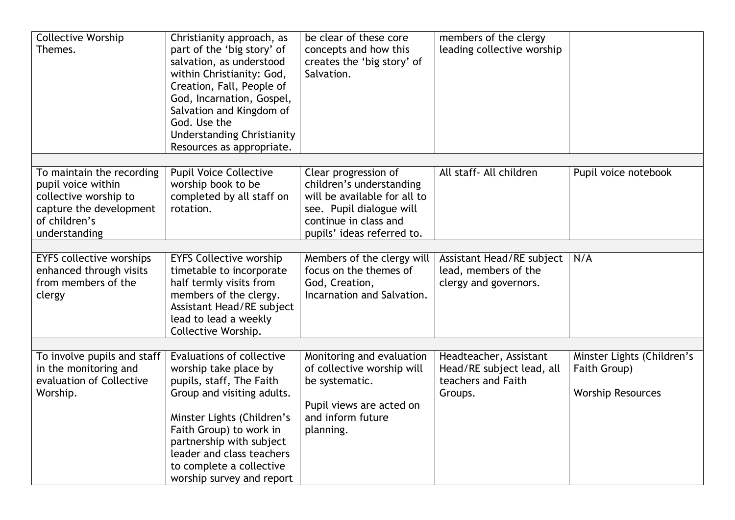| | | | | |
|---|---|---|---|---|
| Collective Worship Themes. | Christianity approach, as part of the 'big story' of salvation, as understood within Christianity: God, Creation, Fall, People of God, Incarnation, Gospel, Salvation and Kingdom of God. Use the Understanding Christianity Resources as appropriate. | be clear of these core concepts and how this creates the 'big story' of Salvation. | members of the clergy leading collective worship | |
| | | | | |
| To maintain the recording pupil voice within collective worship to capture the development of children's understanding | Pupil Voice Collective worship book to be completed by all staff on rotation. | Clear progression of children's understanding will be available for all to see. Pupil dialogue will continue in class and pupils' ideas referred to. | All staff- All children | Pupil voice notebook |
| | | | | |
| EYFS collective worships enhanced through visits from members of the clergy | EYFS Collective worship timetable to incorporate half termly visits from members of the clergy. Assistant Head/RE subject lead to lead a weekly Collective Worship. | Members of the clergy will focus on the themes of God, Creation, Incarnation and Salvation. | Assistant Head/RE subject lead, members of the clergy and governors. | N/A |
| | | | | |
| To involve pupils and staff in the monitoring and evaluation of Collective Worship. | Evaluations of collective worship take place by pupils, staff, The Faith Group and visiting adults.<br><br>Minster Lights (Children's Faith Group) to work in partnership with subject leader and class teachers to complete a collective worship survey and report | Monitoring and evaluation of collective worship will be systematic.<br><br>Pupil views are acted on and inform future planning. | Headteacher, Assistant Head/RE subject lead, all teachers and Faith Groups. | Minster Lights (Children's Faith Group)<br><br>Worship Resources |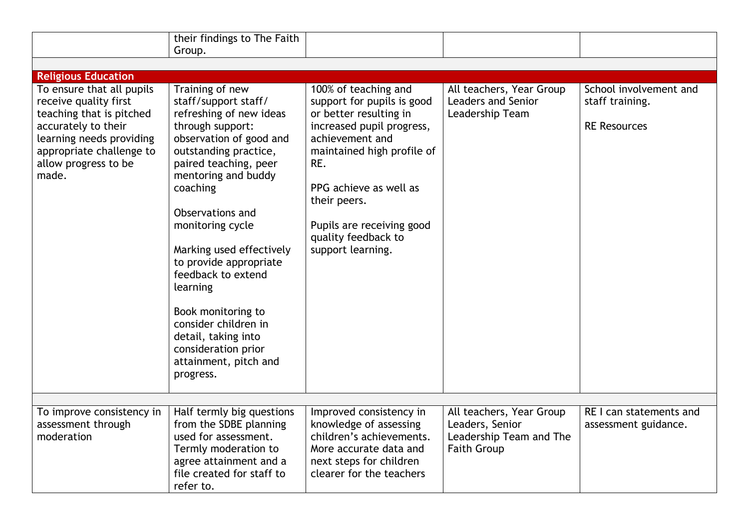| | | | | |
|---|---|---|---|---|
| | their findings to The Faith Group. | | | |
| | | | | |
| **Religious Education** | | | | |
| To ensure that all pupils receive quality first teaching that is pitched accurately to their learning needs providing appropriate challenge to allow progress to be made. | Training of new staff/support staff/ refreshing of new ideas through support: observation of good and outstanding practice, paired teaching, peer mentoring and buddy coaching<br><br>Observations and monitoring cycle<br><br>Marking used effectively to provide appropriate feedback to extend learning<br><br>Book monitoring to consider children in detail, taking into consideration prior attainment, pitch and progress. | 100% of teaching and support for pupils is good or better resulting in increased pupil progress, achievement and maintained high profile of RE.<br><br>PPG achieve as well as their peers.<br><br>Pupils are receiving good quality feedback to support learning. | All teachers, Year Group Leaders and Senior Leadership Team | School involvement and staff training.<br><br>RE Resources |
| | | | | |
| To improve consistency in assessment through moderation | Half termly big questions from the SDBE planning used for assessment. Termly moderation to agree attainment and a file created for staff to refer to. | Improved consistency in knowledge of assessing children's achievements. More accurate data and next steps for children clearer for the teachers | All teachers, Year Group Leaders, Senior Leadership Team and The Faith Group | RE I can statements and assessment guidance. |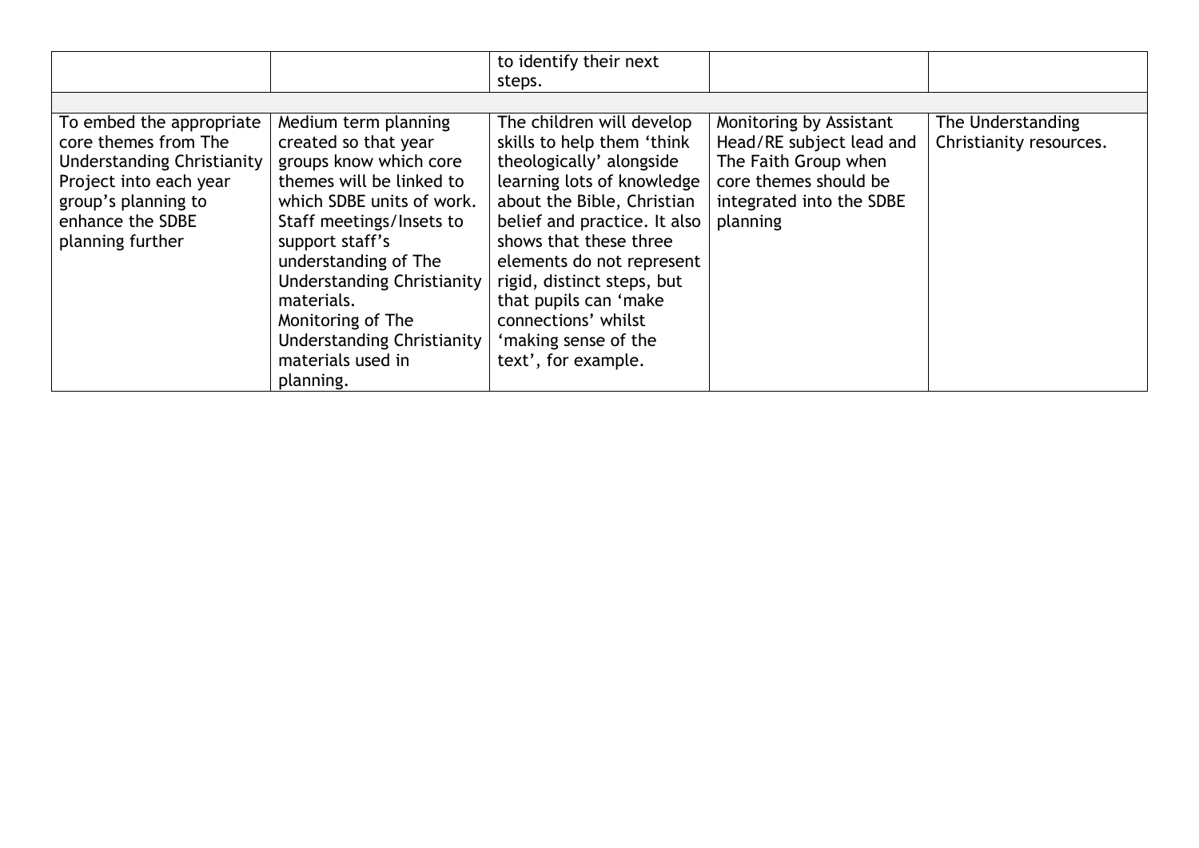| | | | | |
|---|---|---|---|---|
| | | to identify their next steps. | | |
| | | | | |
| To embed the appropriate core themes from The Understanding Christianity Project into each year group's planning to enhance the SDBE planning further | Medium term planning created so that year groups know which core themes will be linked to which SDBE units of work. Staff meetings/Insets to support staff's understanding of The Understanding Christianity materials. Monitoring of The Understanding Christianity materials used in planning. | The children will develop skills to help them 'think theologically' alongside learning lots of knowledge about the Bible, Christian belief and practice. It also shows that these three elements do not represent rigid, distinct steps, but that pupils can 'make connections' whilst 'making sense of the text', for example. | Monitoring by Assistant Head/RE subject lead and The Faith Group when core themes should be integrated into the SDBE planning | The Understanding Christianity resources. |